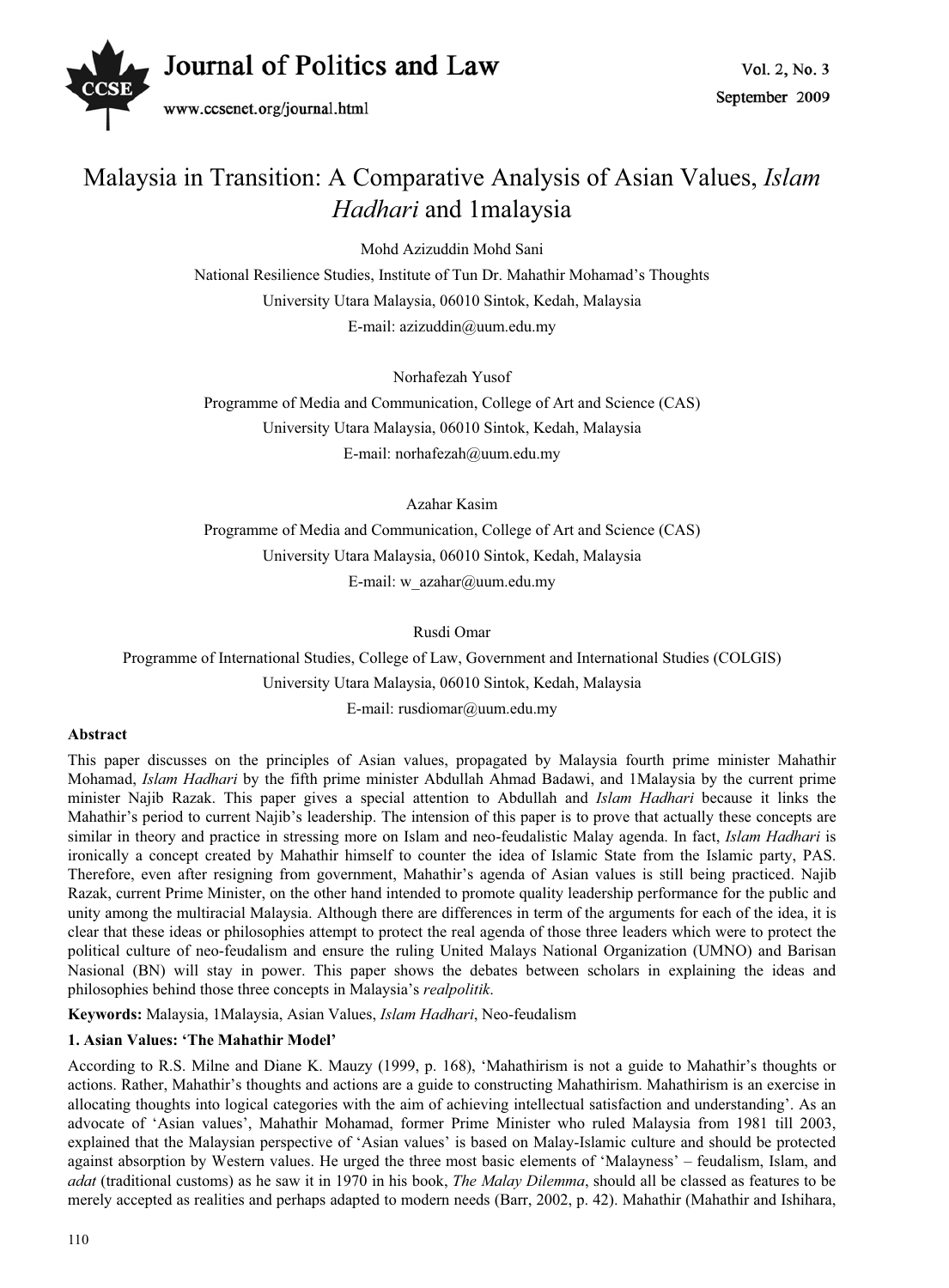# Malaysia in Transition: A Comparative Analysis of Asian Values, *Islam Hadhari* and 1malaysia

Mohd Azizuddin Mohd Sani

National Resilience Studies, Institute of Tun Dr. Mahathir Mohamad's Thoughts

University Utara Malaysia, 06010 Sintok, Kedah, Malaysia

E-mail: azizuddin@uum.edu.my

Norhafezah Yusof

Programme of Media and Communication, College of Art and Science (CAS)

University Utara Malaysia, 06010 Sintok, Kedah, Malaysia

E-mail: norhafezah@uum.edu.my

Azahar Kasim

Programme of Media and Communication, College of Art and Science (CAS)

University Utara Malaysia, 06010 Sintok, Kedah, Malaysia

E-mail: w_azahar@uum.edu.my

Rusdi Omar

Programme of International Studies, College of Law, Government and International Studies (COLGIS)

University Utara Malaysia, 06010 Sintok, Kedah, Malaysia

E-mail: rusdiomar@uum.edu.my

**Abstract**

This paper discusses on the principles of Asian values, propagated by Malaysia fourth prime minister Mahathir Mohamad, *Islam Hadhari* by the fifth prime minister Abdullah Ahmad Badawi, and 1Malaysia by the current prime minister Najib Razak. This paper gives a special attention to Abdullah and *Islam Hadhari* because it links the Mahathir's period to current Najib's leadership. The intension of this paper is to prove that actually these concepts are similar in theory and practice in stressing more on Islam and neo-feudalistic Malay agenda. In fact, *Islam Hadhari* is ironically a concept created by Mahathir himself to counter the idea of Islamic State from the Islamic party, PAS. Therefore, even after resigning from government, Mahathir's agenda of Asian values is still being practiced. Najib Razak, current Prime Minister, on the other hand intended to promote quality leadership performance for the public and unity among the multiracial Malaysia. Although there are differences in term of the arguments for each of the idea, it is clear that these ideas or philosophies attempt to protect the real agenda of those three leaders which were to protect the political culture of neo-feudalism and ensure the ruling United Malays National Organization (UMNO) and Barisan Nasional (BN) will stay in power. This paper shows the debates between scholars in explaining the ideas and philosophies behind those three concepts in Malaysia's *realpolitik*.

**Keywords:** Malaysia, 1Malaysia, Asian Values, *Islam Hadhari*, Neo-feudalism

## 1. Asian Values: 'The Mahathir Model'

According to R.S. Milne and Diane K. Mauzy (1999, p. 168), 'Mahathirism is not a guide to Mahathir's thoughts or actions. Rather, Mahathir's thoughts and actions are a guide to constructing Mahathirism. Mahathirism is an exercise in allocating thoughts into logical categories with the aim of achieving intellectual satisfaction and understanding'. As an advocate of 'Asian values', Mahathir Mohamad, former Prime Minister who ruled Malaysia from 1981 till 2003, explained that the Malaysian perspective of 'Asian values' is based on Malay-Islamic culture and should be protected against absorption by Western values. He urged the three most basic elements of 'Malayness' – feudalism, Islam, and *adat* (traditional customs) as he saw it in 1970 in his book, *The Malay Dilemma*, should all be classed as features to be merely accepted as realities and perhaps adapted to modern needs (Barr, 2002, p. 42). Mahathir (Mahathir and Ishihara,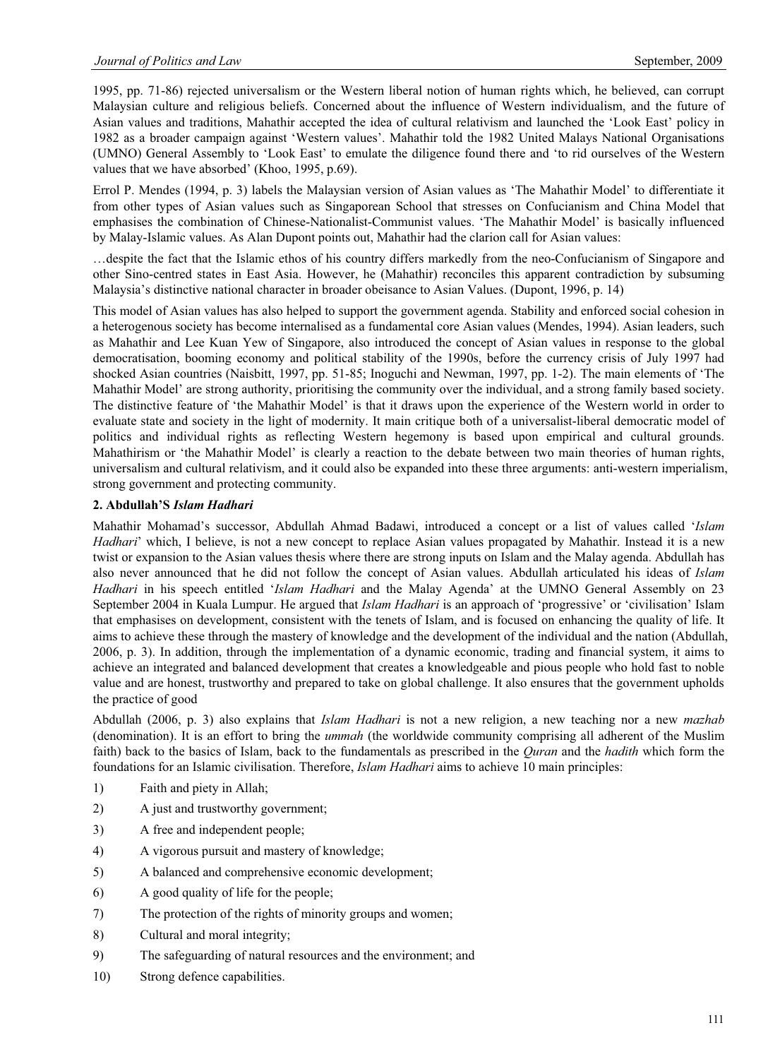1995, pp. 71-86) rejected universalism or the Western liberal notion of human rights which, he believed, can corrupt Malaysian culture and religious beliefs. Concerned about the influence of Western individualism, and the future of Asian values and traditions, Mahathir accepted the idea of cultural relativism and launched the 'Look East' policy in 1982 as a broader campaign against 'Western values'. Mahathir told the 1982 United Malays National Organisations (UMNO) General Assembly to 'Look East' to emulate the diligence found there and 'to rid ourselves of the Western values that we have absorbed' (Khoo, 1995, p.69).

Errol P. Mendes (1994, p. 3) labels the Malaysian version of Asian values as 'The Mahathir Model' to differentiate it from other types of Asian values such as Singaporean School that stresses on Confucianism and China Model that emphasises the combination of Chinese-Nationalist-Communist values. 'The Mahathir Model' is basically influenced by Malay-Islamic values. As Alan Dupont points out, Mahathir had the clarion call for Asian values:

…despite the fact that the Islamic ethos of his country differs markedly from the neo-Confucianism of Singapore and other Sino-centred states in East Asia. However, he (Mahathir) reconciles this apparent contradiction by subsuming Malaysia's distinctive national character in broader obeisance to Asian Values. (Dupont, 1996, p. 14)

This model of Asian values has also helped to support the government agenda. Stability and enforced social cohesion in a heterogenous society has become internalised as a fundamental core Asian values (Mendes, 1994). Asian leaders, such as Mahathir and Lee Kuan Yew of Singapore, also introduced the concept of Asian values in response to the global democratisation, booming economy and political stability of the 1990s, before the currency crisis of July 1997 had shocked Asian countries (Naisbitt, 1997, pp. 51-85; Inoguchi and Newman, 1997, pp. 1-2). The main elements of 'The Mahathir Model' are strong authority, prioritising the community over the individual, and a strong family based society. The distinctive feature of 'the Mahathir Model' is that it draws upon the experience of the Western world in order to evaluate state and society in the light of modernity. It main critique both of a universalist-liberal democratic model of politics and individual rights as reflecting Western hegemony is based upon empirical and cultural grounds. Mahathirism or 'the Mahathir Model' is clearly a reaction to the debate between two main theories of human rights, universalism and cultural relativism, and it could also be expanded into these three arguments: anti-western imperialism, strong government and protecting community.

## 2. Abdullah'S *Islam Hadhari*

Mahathir Mohamad's successor, Abdullah Ahmad Badawi, introduced a concept or a list of values called '*Islam Hadhari*' which, I believe, is not a new concept to replace Asian values propagated by Mahathir. Instead it is a new twist or expansion to the Asian values thesis where there are strong inputs on Islam and the Malay agenda. Abdullah has also never announced that he did not follow the concept of Asian values. Abdullah articulated his ideas of *Islam Hadhari* in his speech entitled '*Islam Hadhari* and the Malay Agenda' at the UMNO General Assembly on 23 September 2004 in Kuala Lumpur. He argued that *Islam Hadhari* is an approach of 'progressive' or 'civilisation' Islam that emphasises on development, consistent with the tenets of Islam, and is focused on enhancing the quality of life. It aims to achieve these through the mastery of knowledge and the development of the individual and the nation (Abdullah, 2006, p. 3). In addition, through the implementation of a dynamic economic, trading and financial system, it aims to achieve an integrated and balanced development that creates a knowledgeable and pious people who hold fast to noble value and are honest, trustworthy and prepared to take on global challenge. It also ensures that the government upholds the practice of good

Abdullah (2006, p. 3) also explains that *Islam Hadhari* is not a new religion, a new teaching nor a new *mazhab* (denomination). It is an effort to bring the *ummah* (the worldwide community comprising all adherent of the Muslim faith) back to the basics of Islam, back to the fundamentals as prescribed in the *Quran* and the *hadith* which form the foundations for an Islamic civilisation. Therefore, *Islam Hadhari* aims to achieve 10 main principles:

1) Faith and piety in Allah;
2) A just and trustworthy government;
3) A free and independent people;
4) A vigorous pursuit and mastery of knowledge;
5) A balanced and comprehensive economic development;
6) A good quality of life for the people;
7) The protection of the rights of minority groups and women;
8) Cultural and moral integrity;
9) The safeguarding of natural resources and the environment; and
10) Strong defence capabilities.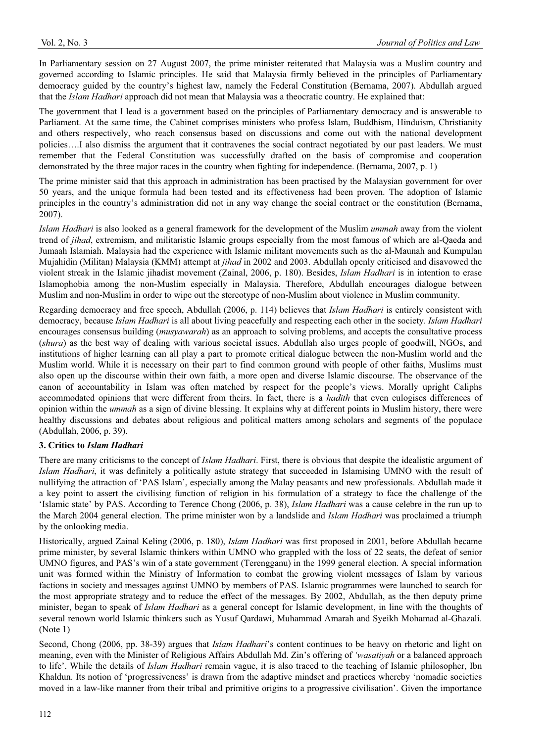In Parliamentary session on 27 August 2007, the prime minister reiterated that Malaysia was a Muslim country and governed according to Islamic principles. He said that Malaysia firmly believed in the principles of Parliamentary democracy guided by the country's highest law, namely the Federal Constitution (Bernama, 2007). Abdullah argued that the *Islam Hadhari* approach did not mean that Malaysia was a theocratic country. He explained that:

The government that I lead is a government based on the principles of Parliamentary democracy and is answerable to Parliament. At the same time, the Cabinet comprises ministers who profess Islam, Buddhism, Hinduism, Christianity and others respectively, who reach consensus based on discussions and come out with the national development policies….I also dismiss the argument that it contravenes the social contract negotiated by our past leaders. We must remember that the Federal Constitution was successfully drafted on the basis of compromise and cooperation demonstrated by the three major races in the country when fighting for independence. (Bernama, 2007, p. 1)

The prime minister said that this approach in administration has been practised by the Malaysian government for over 50 years, and the unique formula had been tested and its effectiveness had been proven. The adoption of Islamic principles in the country's administration did not in any way change the social contract or the constitution (Bernama, 2007).

*Islam Hadhari* is also looked as a general framework for the development of the Muslim *ummah* away from the violent trend of *jihad*, extremism, and militaristic Islamic groups especially from the most famous of which are al-Qaeda and Jumaah Islamiah. Malaysia had the experience with Islamic militant movements such as the al-Maunah and Kumpulan Mujahidin (Militan) Malaysia (KMM) attempt at *jihad* in 2002 and 2003. Abdullah openly criticised and disavowed the violent streak in the Islamic jihadist movement (Zainal, 2006, p. 180). Besides, *Islam Hadhari* is in intention to erase Islamophobia among the non-Muslim especially in Malaysia. Therefore, Abdullah encourages dialogue between Muslim and non-Muslim in order to wipe out the stereotype of non-Muslim about violence in Muslim community.

Regarding democracy and free speech, Abdullah (2006, p. 114) believes that *Islam Hadhari* is entirely consistent with democracy, because *Islam Hadhari* is all about living peacefully and respecting each other in the society. *Islam Hadhari* encourages consensus building (*musyawarah*) as an approach to solving problems, and accepts the consultative process (*shura*) as the best way of dealing with various societal issues. Abdullah also urges people of goodwill, NGOs, and institutions of higher learning can all play a part to promote critical dialogue between the non-Muslim world and the Muslim world. While it is necessary on their part to find common ground with people of other faiths, Muslims must also open up the discourse within their own faith, a more open and diverse Islamic discourse. The observance of the canon of accountability in Islam was often matched by respect for the people's views. Morally upright Caliphs accommodated opinions that were different from theirs. In fact, there is a *hadith* that even eulogises differences of opinion within the *ummah* as a sign of divine blessing. It explains why at different points in Muslim history, there were healthy discussions and debates about religious and political matters among scholars and segments of the populace (Abdullah, 2006, p. 39).

### 3. Critics to *Islam Hadhari*

There are many criticisms to the concept of *Islam Hadhari*. First, there is obvious that despite the idealistic argument of *Islam Hadhari*, it was definitely a politically astute strategy that succeeded in Islamising UMNO with the result of nullifying the attraction of 'PAS Islam', especially among the Malay peasants and new professionals. Abdullah made it a key point to assert the civilising function of religion in his formulation of a strategy to face the challenge of the 'Islamic state' by PAS. According to Terence Chong (2006, p. 38), *Islam Hadhari* was a cause celebre in the run up to the March 2004 general election. The prime minister won by a landslide and *Islam Hadhari* was proclaimed a triumph by the onlooking media.

Historically, argued Zainal Keling (2006, p. 180), *Islam Hadhari* was first proposed in 2001, before Abdullah became prime minister, by several Islamic thinkers within UMNO who grappled with the loss of 22 seats, the defeat of senior UMNO figures, and PAS's win of a state government (Terengganu) in the 1999 general election. A special information unit was formed within the Ministry of Information to combat the growing violent messages of Islam by various factions in society and messages against UMNO by members of PAS. Islamic programmes were launched to search for the most appropriate strategy and to reduce the effect of the messages. By 2002, Abdullah, as the then deputy prime minister, began to speak of *Islam Hadhari* as a general concept for Islamic development, in line with the thoughts of several renown world Islamic thinkers such as Yusuf Qardawi, Muhammad Amarah and Syeikh Mohamad al-Ghazali. (Note 1)

Second, Chong (2006, pp. 38-39) argues that *Islam Hadhari*'s content continues to be heavy on rhetoric and light on meaning, even with the Minister of Religious Affairs Abdullah Md. Zin's offering of *'wasatiyah* or a balanced approach to life'. While the details of *Islam Hadhari* remain vague, it is also traced to the teaching of Islamic philosopher, Ibn Khaldun. Its notion of 'progressiveness' is drawn from the adaptive mindset and practices whereby 'nomadic societies moved in a law-like manner from their tribal and primitive origins to a progressive civilisation'. Given the importance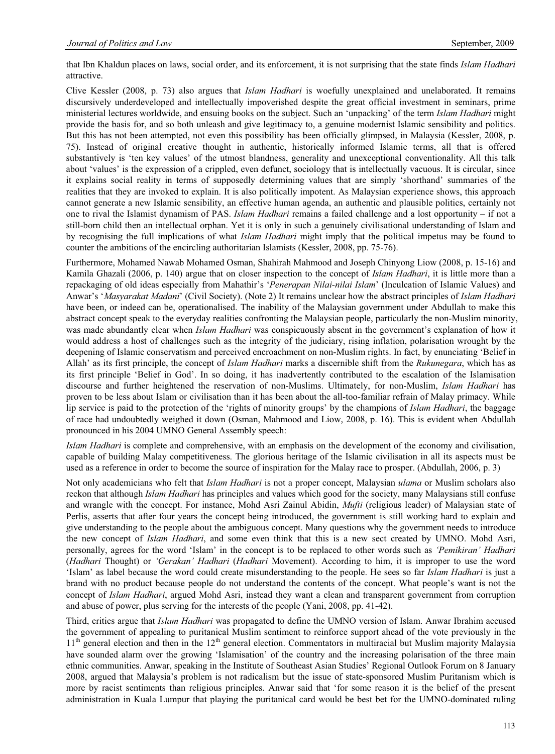that Ibn Khaldun places on laws, social order, and its enforcement, it is not surprising that the state finds *Islam Hadhari* attractive.

Clive Kessler (2008, p. 73) also argues that *Islam Hadhari* is woefully unexplained and unelaborated. It remains discursively underdeveloped and intellectually impoverished despite the great official investment in seminars, prime ministerial lectures worldwide, and ensuing books on the subject. Such an 'unpacking' of the term *Islam Hadhari* might provide the basis for, and so both unleash and give legitimacy to, a genuine modernist Islamic sensibility and politics. But this has not been attempted, not even this possibility has been officially glimpsed, in Malaysia (Kessler, 2008, p. 75). Instead of original creative thought in authentic, historically informed Islamic terms, all that is offered substantively is 'ten key values' of the utmost blandness, generality and unexceptional conventionality. All this talk about 'values' is the expression of a crippled, even defunct, sociology that is intellectually vacuous. It is circular, since it explains social reality in terms of supposedly determining values that are simply 'shorthand' summaries of the realities that they are invoked to explain. It is also politically impotent. As Malaysian experience shows, this approach cannot generate a new Islamic sensibility, an effective human agenda, an authentic and plausible politics, certainly not one to rival the Islamist dynamism of PAS. *Islam Hadhari* remains a failed challenge and a lost opportunity – if not a still-born child then an intellectual orphan. Yet it is only in such a genuinely civilisational understanding of Islam and by recognising the full implications of what *Islam Hadhari* might imply that the political impetus may be found to counter the ambitions of the encircling authoritarian Islamists (Kessler, 2008, pp. 75-76).

Furthermore, Mohamed Nawab Mohamed Osman, Shahirah Mahmood and Joseph Chinyong Liow (2008, p. 15-16) and Kamila Ghazali (2006, p. 140) argue that on closer inspection to the concept of *Islam Hadhari*, it is little more than a repackaging of old ideas especially from Mahathir's '*Penerapan Nilai-nilai Islam*' (Inculcation of Islamic Values) and Anwar's '*Masyarakat Madani*' (Civil Society). (Note 2) It remains unclear how the abstract principles of *Islam Hadhari* have been, or indeed can be, operationalised. The inability of the Malaysian government under Abdullah to make this abstract concept speak to the everyday realities confronting the Malaysian people, particularly the non-Muslim minority, was made abundantly clear when *Islam Hadhari* was conspicuously absent in the government's explanation of how it would address a host of challenges such as the integrity of the judiciary, rising inflation, polarisation wrought by the deepening of Islamic conservatism and perceived encroachment on non-Muslim rights. In fact, by enunciating 'Belief in Allah' as its first principle, the concept of *Islam Hadhari* marks a discernible shift from the *Rukunegara*, which has as its first principle 'Belief in God'. In so doing, it has inadvertently contributed to the escalation of the Islamisation discourse and further heightened the reservation of non-Muslims. Ultimately, for non-Muslim, *Islam Hadhari* has proven to be less about Islam or civilisation than it has been about the all-too-familiar refrain of Malay primacy. While lip service is paid to the protection of the 'rights of minority groups' by the champions of *Islam Hadhari*, the baggage of race had undoubtedly weighed it down (Osman, Mahmood and Liow, 2008, p. 16). This is evident when Abdullah pronounced in his 2004 UMNO General Assembly speech:

*Islam Hadhari* is complete and comprehensive, with an emphasis on the development of the economy and civilisation, capable of building Malay competitiveness. The glorious heritage of the Islamic civilisation in all its aspects must be used as a reference in order to become the source of inspiration for the Malay race to prosper. (Abdullah, 2006, p. 3)

Not only academicians who felt that *Islam Hadhari* is not a proper concept, Malaysian *ulama* or Muslim scholars also reckon that although *Islam Hadhari* has principles and values which good for the society, many Malaysians still confuse and wrangle with the concept. For instance, Mohd Asri Zainul Abidin, *Mufti* (religious leader) of Malaysian state of Perlis, asserts that after four years the concept being introduced, the government is still working hard to explain and give understanding to the people about the ambiguous concept. Many questions why the government needs to introduce the new concept of *Islam Hadhari*, and some even think that this is a new sect created by UMNO. Mohd Asri, personally, agrees for the word 'Islam' in the concept is to be replaced to other words such as *'Pemikiran' Hadhari* (*Hadhari* Thought) or *'Gerakan' Hadhari* (*Hadhari* Movement). According to him, it is improper to use the word 'Islam' as label because the word could create misunderstanding to the people. He sees so far *Islam Hadhari* is just a brand with no product because people do not understand the contents of the concept. What people's want is not the concept of *Islam Hadhari*, argued Mohd Asri, instead they want a clean and transparent government from corruption and abuse of power, plus serving for the interests of the people (Yani, 2008, pp. 41-42).

Third, critics argue that *Islam Hadhari* was propagated to define the UMNO version of Islam. Anwar Ibrahim accused the government of appealing to puritanical Muslim sentiment to reinforce support ahead of the vote previously in the 11th general election and then in the 12th general election. Commentators in multiracial but Muslim majority Malaysia have sounded alarm over the growing 'Islamisation' of the country and the increasing polarisation of the three main ethnic communities. Anwar, speaking in the Institute of Southeast Asian Studies' Regional Outlook Forum on 8 January 2008, argued that Malaysia's problem is not radicalism but the issue of state-sponsored Muslim Puritanism which is more by racist sentiments than religious principles. Anwar said that 'for some reason it is the belief of the present administration in Kuala Lumpur that playing the puritanical card would be best bet for the UMNO-dominated ruling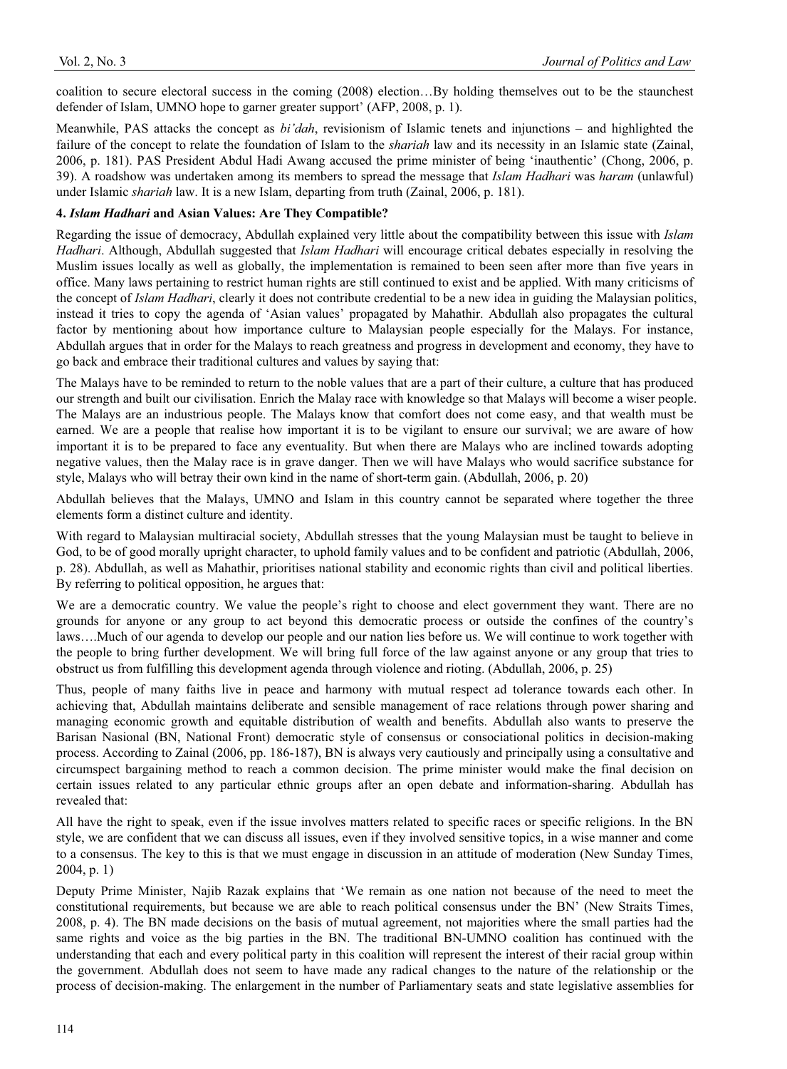coalition to secure electoral success in the coming (2008) election…By holding themselves out to be the staunchest defender of Islam, UMNO hope to garner greater support' (AFP, 2008, p. 1).

Meanwhile, PAS attacks the concept as *bi'dah*, revisionism of Islamic tenets and injunctions – and highlighted the failure of the concept to relate the foundation of Islam to the *shariah* law and its necessity in an Islamic state (Zainal, 2006, p. 181). PAS President Abdul Hadi Awang accused the prime minister of being 'inauthentic' (Chong, 2006, p. 39). A roadshow was undertaken among its members to spread the message that *Islam Hadhari* was *haram* (unlawful) under Islamic *shariah* law. It is a new Islam, departing from truth (Zainal, 2006, p. 181).

### 4. *Islam Hadhari* and Asian Values: Are They Compatible?

Regarding the issue of democracy, Abdullah explained very little about the compatibility between this issue with *Islam Hadhari*. Although, Abdullah suggested that *Islam Hadhari* will encourage critical debates especially in resolving the Muslim issues locally as well as globally, the implementation is remained to been seen after more than five years in office. Many laws pertaining to restrict human rights are still continued to exist and be applied. With many criticisms of the concept of *Islam Hadhari*, clearly it does not contribute credential to be a new idea in guiding the Malaysian politics, instead it tries to copy the agenda of 'Asian values' propagated by Mahathir. Abdullah also propagates the cultural factor by mentioning about how importance culture to Malaysian people especially for the Malays. For instance, Abdullah argues that in order for the Malays to reach greatness and progress in development and economy, they have to go back and embrace their traditional cultures and values by saying that:

The Malays have to be reminded to return to the noble values that are a part of their culture, a culture that has produced our strength and built our civilisation. Enrich the Malay race with knowledge so that Malays will become a wiser people. The Malays are an industrious people. The Malays know that comfort does not come easy, and that wealth must be earned. We are a people that realise how important it is to be vigilant to ensure our survival; we are aware of how important it is to be prepared to face any eventuality. But when there are Malays who are inclined towards adopting negative values, then the Malay race is in grave danger. Then we will have Malays who would sacrifice substance for style, Malays who will betray their own kind in the name of short-term gain. (Abdullah, 2006, p. 20)

Abdullah believes that the Malays, UMNO and Islam in this country cannot be separated where together the three elements form a distinct culture and identity.

With regard to Malaysian multiracial society, Abdullah stresses that the young Malaysian must be taught to believe in God, to be of good morally upright character, to uphold family values and to be confident and patriotic (Abdullah, 2006, p. 28). Abdullah, as well as Mahathir, prioritises national stability and economic rights than civil and political liberties. By referring to political opposition, he argues that:

We are a democratic country. We value the people's right to choose and elect government they want. There are no grounds for anyone or any group to act beyond this democratic process or outside the confines of the country's laws….Much of our agenda to develop our people and our nation lies before us. We will continue to work together with the people to bring further development. We will bring full force of the law against anyone or any group that tries to obstruct us from fulfilling this development agenda through violence and rioting. (Abdullah, 2006, p. 25)

Thus, people of many faiths live in peace and harmony with mutual respect ad tolerance towards each other. In achieving that, Abdullah maintains deliberate and sensible management of race relations through power sharing and managing economic growth and equitable distribution of wealth and benefits. Abdullah also wants to preserve the Barisan Nasional (BN, National Front) democratic style of consensus or consociational politics in decision-making process. According to Zainal (2006, pp. 186-187), BN is always very cautiously and principally using a consultative and circumspect bargaining method to reach a common decision. The prime minister would make the final decision on certain issues related to any particular ethnic groups after an open debate and information-sharing. Abdullah has revealed that:

All have the right to speak, even if the issue involves matters related to specific races or specific religions. In the BN style, we are confident that we can discuss all issues, even if they involved sensitive topics, in a wise manner and come to a consensus. The key to this is that we must engage in discussion in an attitude of moderation (New Sunday Times, 2004, p. 1)

Deputy Prime Minister, Najib Razak explains that 'We remain as one nation not because of the need to meet the constitutional requirements, but because we are able to reach political consensus under the BN' (New Straits Times, 2008, p. 4). The BN made decisions on the basis of mutual agreement, not majorities where the small parties had the same rights and voice as the big parties in the BN. The traditional BN-UMNO coalition has continued with the understanding that each and every political party in this coalition will represent the interest of their racial group within the government. Abdullah does not seem to have made any radical changes to the nature of the relationship or the process of decision-making. The enlargement in the number of Parliamentary seats and state legislative assemblies for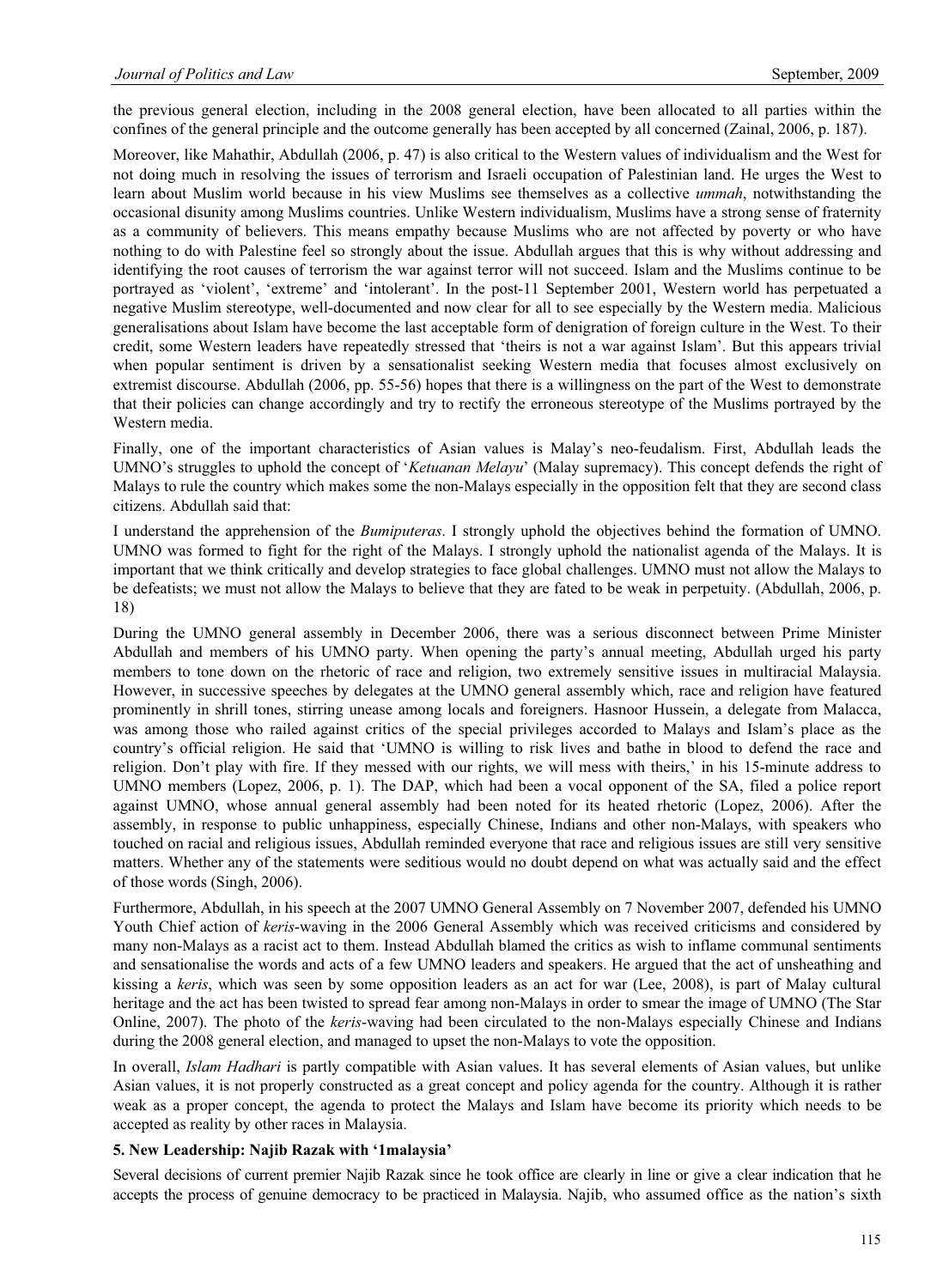the previous general election, including in the 2008 general election, have been allocated to all parties within the confines of the general principle and the outcome generally has been accepted by all concerned (Zainal, 2006, p. 187).

Moreover, like Mahathir, Abdullah (2006, p. 47) is also critical to the Western values of individualism and the West for not doing much in resolving the issues of terrorism and Israeli occupation of Palestinian land. He urges the West to learn about Muslim world because in his view Muslims see themselves as a collective *ummah*, notwithstanding the occasional disunity among Muslims countries. Unlike Western individualism, Muslims have a strong sense of fraternity as a community of believers. This means empathy because Muslims who are not affected by poverty or who have nothing to do with Palestine feel so strongly about the issue. Abdullah argues that this is why without addressing and identifying the root causes of terrorism the war against terror will not succeed. Islam and the Muslims continue to be portrayed as 'violent', 'extreme' and 'intolerant'. In the post-11 September 2001, Western world has perpetuated a negative Muslim stereotype, well-documented and now clear for all to see especially by the Western media. Malicious generalisations about Islam have become the last acceptable form of denigration of foreign culture in the West. To their credit, some Western leaders have repeatedly stressed that 'theirs is not a war against Islam'. But this appears trivial when popular sentiment is driven by a sensationalist seeking Western media that focuses almost exclusively on extremist discourse. Abdullah (2006, pp. 55-56) hopes that there is a willingness on the part of the West to demonstrate that their policies can change accordingly and try to rectify the erroneous stereotype of the Muslims portrayed by the Western media.

Finally, one of the important characteristics of Asian values is Malay's neo-feudalism. First, Abdullah leads the UMNO's struggles to uphold the concept of '*Ketuanan Melayu*' (Malay supremacy). This concept defends the right of Malays to rule the country which makes some the non-Malays especially in the opposition felt that they are second class citizens. Abdullah said that:

I understand the apprehension of the *Bumiputeras*. I strongly uphold the objectives behind the formation of UMNO. UMNO was formed to fight for the right of the Malays. I strongly uphold the nationalist agenda of the Malays. It is important that we think critically and develop strategies to face global challenges. UMNO must not allow the Malays to be defeatists; we must not allow the Malays to believe that they are fated to be weak in perpetuity. (Abdullah, 2006, p. 18)

During the UMNO general assembly in December 2006, there was a serious disconnect between Prime Minister Abdullah and members of his UMNO party. When opening the party's annual meeting, Abdullah urged his party members to tone down on the rhetoric of race and religion, two extremely sensitive issues in multiracial Malaysia. However, in successive speeches by delegates at the UMNO general assembly which, race and religion have featured prominently in shrill tones, stirring unease among locals and foreigners. Hasnoor Hussein, a delegate from Malacca, was among those who railed against critics of the special privileges accorded to Malays and Islam's place as the country's official religion. He said that 'UMNO is willing to risk lives and bathe in blood to defend the race and religion. Don't play with fire. If they messed with our rights, we will mess with theirs,' in his 15-minute address to UMNO members (Lopez, 2006, p. 1). The DAP, which had been a vocal opponent of the SA, filed a police report against UMNO, whose annual general assembly had been noted for its heated rhetoric (Lopez, 2006). After the assembly, in response to public unhappiness, especially Chinese, Indians and other non-Malays, with speakers who touched on racial and religious issues, Abdullah reminded everyone that race and religious issues are still very sensitive matters. Whether any of the statements were seditious would no doubt depend on what was actually said and the effect of those words (Singh, 2006).

Furthermore, Abdullah, in his speech at the 2007 UMNO General Assembly on 7 November 2007, defended his UMNO Youth Chief action of *keris*-waving in the 2006 General Assembly which was received criticisms and considered by many non-Malays as a racist act to them. Instead Abdullah blamed the critics as wish to inflame communal sentiments and sensationalise the words and acts of a few UMNO leaders and speakers. He argued that the act of unsheathing and kissing a *keris*, which was seen by some opposition leaders as an act for war (Lee, 2008), is part of Malay cultural heritage and the act has been twisted to spread fear among non-Malays in order to smear the image of UMNO (The Star Online, 2007). The photo of the *keris*-waving had been circulated to the non-Malays especially Chinese and Indians during the 2008 general election, and managed to upset the non-Malays to vote the opposition.

In overall, *Islam Hadhari* is partly compatible with Asian values. It has several elements of Asian values, but unlike Asian values, it is not properly constructed as a great concept and policy agenda for the country. Although it is rather weak as a proper concept, the agenda to protect the Malays and Islam have become its priority which needs to be accepted as reality by other races in Malaysia.

## 5. New Leadership: Najib Razak with '1malaysia'

Several decisions of current premier Najib Razak since he took office are clearly in line or give a clear indication that he accepts the process of genuine democracy to be practiced in Malaysia. Najib, who assumed office as the nation's sixth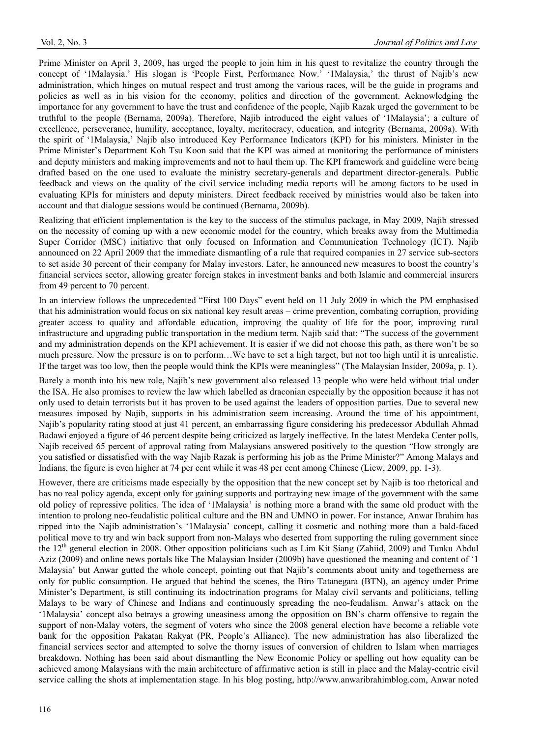Prime Minister on April 3, 2009, has urged the people to join him in his quest to revitalize the country through the concept of '1Malaysia.' His slogan is 'People First, Performance Now.' '1Malaysia,' the thrust of Najib's new administration, which hinges on mutual respect and trust among the various races, will be the guide in programs and policies as well as in his vision for the economy, politics and direction of the government. Acknowledging the importance for any government to have the trust and confidence of the people, Najib Razak urged the government to be truthful to the people (Bernama, 2009a). Therefore, Najib introduced the eight values of '1Malaysia'; a culture of excellence, perseverance, humility, acceptance, loyalty, meritocracy, education, and integrity (Bernama, 2009a). With the spirit of '1Malaysia,' Najib also introduced Key Performance Indicators (KPI) for his ministers. Minister in the Prime Minister's Department Koh Tsu Koon said that the KPI was aimed at monitoring the performance of ministers and deputy ministers and making improvements and not to haul them up. The KPI framework and guideline were being drafted based on the one used to evaluate the ministry secretary-generals and department director-generals. Public feedback and views on the quality of the civil service including media reports will be among factors to be used in evaluating KPIs for ministers and deputy ministers. Direct feedback received by ministries would also be taken into account and that dialogue sessions would be continued (Bernama, 2009b).

Realizing that efficient implementation is the key to the success of the stimulus package, in May 2009, Najib stressed on the necessity of coming up with a new economic model for the country, which breaks away from the Multimedia Super Corridor (MSC) initiative that only focused on Information and Communication Technology (ICT). Najib announced on 22 April 2009 that the immediate dismantling of a rule that required companies in 27 service sub-sectors to set aside 30 percent of their company for Malay investors. Later, he announced new measures to boost the country's financial services sector, allowing greater foreign stakes in investment banks and both Islamic and commercial insurers from 49 percent to 70 percent.

In an interview follows the unprecedented "First 100 Days" event held on 11 July 2009 in which the PM emphasised that his administration would focus on six national key result areas – crime prevention, combating corruption, providing greater access to quality and affordable education, improving the quality of life for the poor, improving rural infrastructure and upgrading public transportation in the medium term. Najib said that: "The success of the government and my administration depends on the KPI achievement. It is easier if we did not choose this path, as there won't be so much pressure. Now the pressure is on to perform…We have to set a high target, but not too high until it is unrealistic. If the target was too low, then the people would think the KPIs were meaningless" (The Malaysian Insider, 2009a, p. 1).

Barely a month into his new role, Najib's new government also released 13 people who were held without trial under the ISA. He also promises to review the law which labelled as draconian especially by the opposition because it has not only used to detain terrorists but it has proven to be used against the leaders of opposition parties. Due to several new measures imposed by Najib, supports in his administration seem increasing. Around the time of his appointment, Najib's popularity rating stood at just 41 percent, an embarrassing figure considering his predecessor Abdullah Ahmad Badawi enjoyed a figure of 46 percent despite being criticized as largely ineffective. In the latest Merdeka Center polls, Najib received 65 percent of approval rating from Malaysians answered positively to the question "How strongly are you satisfied or dissatisfied with the way Najib Razak is performing his job as the Prime Minister?" Among Malays and Indians, the figure is even higher at 74 per cent while it was 48 per cent among Chinese (Liew, 2009, pp. 1-3).

However, there are criticisms made especially by the opposition that the new concept set by Najib is too rhetorical and has no real policy agenda, except only for gaining supports and portraying new image of the government with the same old policy of repressive politics. The idea of '1Malaysia' is nothing more a brand with the same old product with the intention to prolong neo-feudalistic political culture and the BN and UMNO in power. For instance, Anwar Ibrahim has ripped into the Najib administration's '1Malaysia' concept, calling it cosmetic and nothing more than a bald-faced political move to try and win back support from non-Malays who deserted from supporting the ruling government since the 12th general election in 2008. Other opposition politicians such as Lim Kit Siang (Zahiid, 2009) and Tunku Abdul Aziz (2009) and online news portals like The Malaysian Insider (2009b) have questioned the meaning and content of '1 Malaysia' but Anwar gutted the whole concept, pointing out that Najib's comments about unity and togetherness are only for public consumption. He argued that behind the scenes, the Biro Tatanegara (BTN), an agency under Prime Minister's Department, is still continuing its indoctrination programs for Malay civil servants and politicians, telling Malays to be wary of Chinese and Indians and continuously spreading the neo-feudalism. Anwar's attack on the '1Malaysia' concept also betrays a growing uneasiness among the opposition on BN's charm offensive to regain the support of non-Malay voters, the segment of voters who since the 2008 general election have become a reliable vote bank for the opposition Pakatan Rakyat (PR, People's Alliance). The new administration has also liberalized the financial services sector and attempted to solve the thorny issues of conversion of children to Islam when marriages breakdown. Nothing has been said about dismantling the New Economic Policy or spelling out how equality can be achieved among Malaysians with the main architecture of affirmative action is still in place and the Malay-centric civil service calling the shots at implementation stage. In his blog posting, http://www.anwaribrahimblog.com, Anwar noted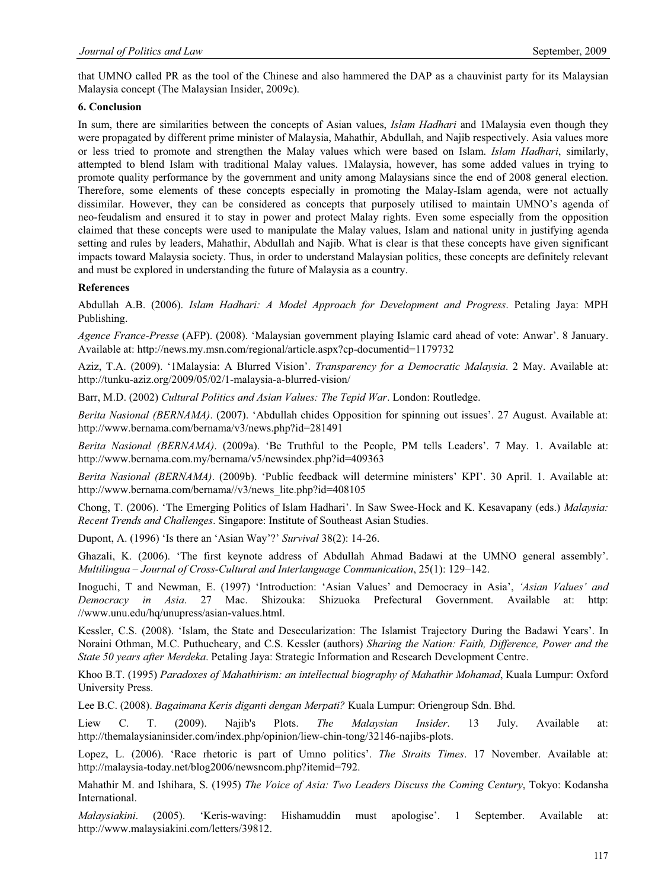that UMNO called PR as the tool of the Chinese and also hammered the DAP as a chauvinist party for its Malaysian Malaysia concept (The Malaysian Insider, 2009c).

## 6. Conclusion

In sum, there are similarities between the concepts of Asian values, *Islam Hadhari* and 1Malaysia even though they were propagated by different prime minister of Malaysia, Mahathir, Abdullah, and Najib respectively. Asia values more or less tried to promote and strengthen the Malay values which were based on Islam. *Islam Hadhari*, similarly, attempted to blend Islam with traditional Malay values. 1Malaysia, however, has some added values in trying to promote quality performance by the government and unity among Malaysians since the end of 2008 general election. Therefore, some elements of these concepts especially in promoting the Malay-Islam agenda, were not actually dissimilar. However, they can be considered as concepts that purposely utilised to maintain UMNO's agenda of neo-feudalism and ensured it to stay in power and protect Malay rights. Even some especially from the opposition claimed that these concepts were used to manipulate the Malay values, Islam and national unity in justifying agenda setting and rules by leaders, Mahathir, Abdullah and Najib. What is clear is that these concepts have given significant impacts toward Malaysia society. Thus, in order to understand Malaysian politics, these concepts are definitely relevant and must be explored in understanding the future of Malaysia as a country.

## References

Abdullah A.B. (2006). *Islam Hadhari: A Model Approach for Development and Progress*. Petaling Jaya: MPH Publishing.

*Agence France-Presse* (AFP). (2008). 'Malaysian government playing Islamic card ahead of vote: Anwar'. 8 January. Available at: http://news.my.msn.com/regional/article.aspx?cp-documentid=1179732

Aziz, T.A. (2009). '1Malaysia: A Blurred Vision'. *Transparency for a Democratic Malaysia*. 2 May. Available at: http://tunku-aziz.org/2009/05/02/1-malaysia-a-blurred-vision/

Barr, M.D. (2002) *Cultural Politics and Asian Values: The Tepid War*. London: Routledge.

*Berita Nasional (BERNAMA)*. (2007). 'Abdullah chides Opposition for spinning out issues'. 27 August. Available at: http://www.bernama.com/bernama/v3/news.php?id=281491

*Berita Nasional (BERNAMA)*. (2009a). 'Be Truthful to the People, PM tells Leaders'. 7 May. 1. Available at: http://www.bernama.com.my/bernama/v5/newsindex.php?id=409363

*Berita Nasional (BERNAMA)*. (2009b). 'Public feedback will determine ministers' KPI'. 30 April. 1. Available at: http://www.bernama.com/bernama//v3/news_lite.php?id=408105

Chong, T. (2006). 'The Emerging Politics of Islam Hadhari'. In Saw Swee-Hock and K. Kesavapany (eds.) *Malaysia: Recent Trends and Challenges*. Singapore: Institute of Southeast Asian Studies.

Dupont, A. (1996) 'Is there an 'Asian Way'?' *Survival* 38(2): 14-26.

Ghazali, K. (2006). 'The first keynote address of Abdullah Ahmad Badawi at the UMNO general assembly'. *Multilingua – Journal of Cross-Cultural and Interlanguage Communication*, 25(1): 129–142.

Inoguchi, T and Newman, E. (1997) 'Introduction: 'Asian Values' and Democracy in Asia', *'Asian Values' and Democracy in Asia*. 27 Mac. Shizouka: Shizuoka Prefectural Government. Available at: http: //www.unu.edu/hq/unupress/asian-values.html.

Kessler, C.S. (2008). 'Islam, the State and Desecularization: The Islamist Trajectory During the Badawi Years'. In Noraini Othman, M.C. Puthucheary, and C.S. Kessler (authors) *Sharing the Nation: Faith, Difference, Power and the State 50 years after Merdeka*. Petaling Jaya: Strategic Information and Research Development Centre.

Khoo B.T. (1995) *Paradoxes of Mahathirism: an intellectual biography of Mahathir Mohamad*, Kuala Lumpur: Oxford University Press.

Lee B.C. (2008). *Bagaimana Keris diganti dengan Merpati?* Kuala Lumpur: Oriengroup Sdn. Bhd.

Liew C. T. (2009). Najib's Plots. *The Malaysian Insider*. 13 July. Available at: http://themalaysianinsider.com/index.php/opinion/liew-chin-tong/32146-najibs-plots.

Lopez, L. (2006). 'Race rhetoric is part of Umno politics'. *The Straits Times*. 17 November. Available at: http://malaysia-today.net/blog2006/newsncom.php?itemid=792.

Mahathir M. and Ishihara, S. (1995) *The Voice of Asia: Two Leaders Discuss the Coming Century*, Tokyo: Kodansha International.

*Malaysiakini*. (2005). 'Keris-waving: Hishamuddin must apologise'. 1 September. Available at: http://www.malaysiakini.com/letters/39812.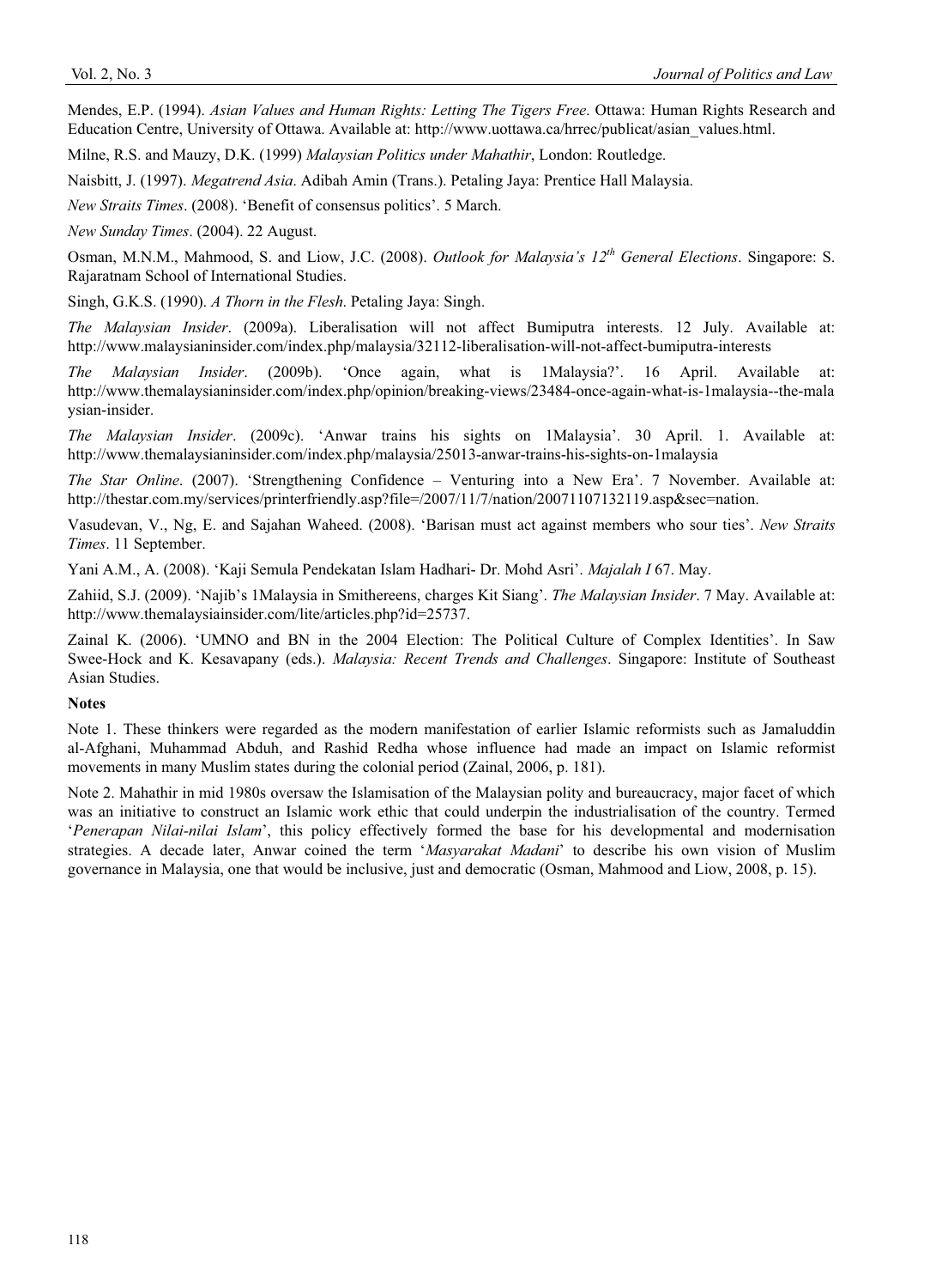Mendes, E.P. (1994). *Asian Values and Human Rights: Letting The Tigers Free*. Ottawa: Human Rights Research and Education Centre, University of Ottawa. Available at: http://www.uottawa.ca/hrrec/publicat/asian_values.html.

Milne, R.S. and Mauzy, D.K. (1999) *Malaysian Politics under Mahathir*, London: Routledge.

Naisbitt, J. (1997). *Megatrend Asia*. Adibah Amin (Trans.). Petaling Jaya: Prentice Hall Malaysia.

*New Straits Times*. (2008). 'Benefit of consensus politics'. 5 March.

*New Sunday Times*. (2004). 22 August.

Osman, M.N.M., Mahmood, S. and Liow, J.C. (2008). *Outlook for Malaysia's 12th General Elections*. Singapore: S. Rajaratnam School of International Studies.

Singh, G.K.S. (1990). *A Thorn in the Flesh*. Petaling Jaya: Singh.

*The Malaysian Insider*. (2009a). Liberalisation will not affect Bumiputra interests. 12 July. Available at: http://www.malaysianinsider.com/index.php/malaysia/32112-liberalisation-will-not-affect-bumiputra-interests

*The Malaysian Insider*. (2009b). 'Once again, what is 1Malaysia?'. 16 April. Available at: http://www.themalaysianinsider.com/index.php/opinion/breaking-views/23484-once-again-what-is-1malaysia--the-malaysian-insider.

*The Malaysian Insider*. (2009c). 'Anwar trains his sights on 1Malaysia'. 30 April. 1. Available at: http://www.themalaysianinsider.com/index.php/malaysia/25013-anwar-trains-his-sights-on-1malaysia

*The Star Online*. (2007). 'Strengthening Confidence – Venturing into a New Era'. 7 November. Available at: http://thestar.com.my/services/printerfriendly.asp?file=/2007/11/7/nation/20071107132119.asp&sec=nation.

Vasudevan, V., Ng, E. and Sajahan Waheed. (2008). 'Barisan must act against members who sour ties'. *New Straits Times*. 11 September.

Yani A.M., A. (2008). 'Kaji Semula Pendekatan Islam Hadhari- Dr. Mohd Asri'. *Majalah I* 67. May.

Zahiid, S.J. (2009). 'Najib's 1Malaysia in Smithereens, charges Kit Siang'. *The Malaysian Insider*. 7 May. Available at: http://www.themalaysiainsider.com/lite/articles.php?id=25737.

Zainal K. (2006). 'UMNO and BN in the 2004 Election: The Political Culture of Complex Identities'. In Saw Swee-Hock and K. Kesavapany (eds.). *Malaysia: Recent Trends and Challenges*. Singapore: Institute of Southeast Asian Studies.

**Notes**

Note 1. These thinkers were regarded as the modern manifestation of earlier Islamic reformists such as Jamaluddin al-Afghani, Muhammad Abduh, and Rashid Redha whose influence had made an impact on Islamic reformist movements in many Muslim states during the colonial period (Zainal, 2006, p. 181).

Note 2. Mahathir in mid 1980s oversaw the Islamisation of the Malaysian polity and bureaucracy, major facet of which was an initiative to construct an Islamic work ethic that could underpin the industrialisation of the country. Termed '*Penerapan Nilai-nilai Islam*', this policy effectively formed the base for his developmental and modernisation strategies. A decade later, Anwar coined the term '*Masyarakat Madani*' to describe his own vision of Muslim governance in Malaysia, one that would be inclusive, just and democratic (Osman, Mahmood and Liow, 2008, p. 15).